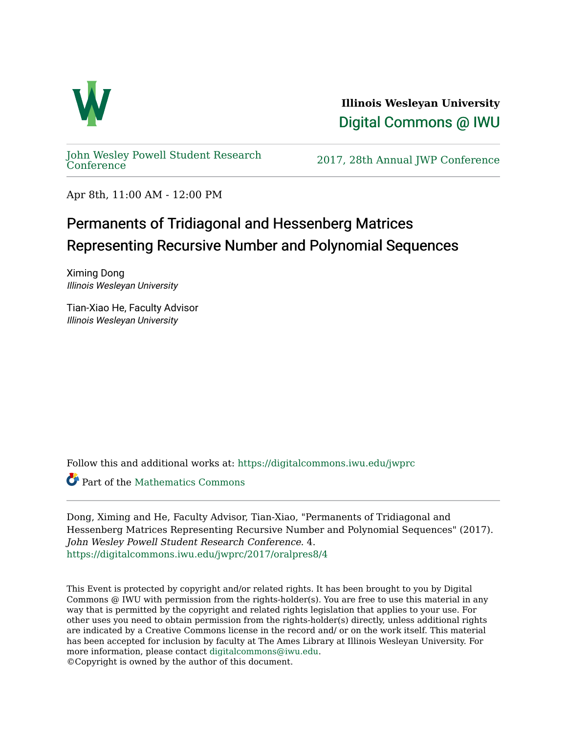**Illinois Wesleyan University**

Digital Commons @ IWU

John Wesley Powell Student Research Conference

2017, 28th Annual JWP Conference

Apr 8th, 11:00 AM - 12:00 PM

# Permanents of Tridiagonal and Hessenberg Matrices Representing Recursive Number and Polynomial Sequences

Ximing Dong
*Illinois Wesleyan University*

Tian-Xiao He, Faculty Advisor
*Illinois Wesleyan University*

Follow this and additional works at: https://digitalcommons.iwu.edu/jwprc

Part of the Mathematics Commons

Dong, Ximing and He, Faculty Advisor, Tian-Xiao, "Permanents of Tridiagonal and Hessenberg Matrices Representing Recursive Number and Polynomial Sequences" (2017). *John Wesley Powell Student Research Conference*. 4.
https://digitalcommons.iwu.edu/jwprc/2017/oralpres8/4

This Event is protected by copyright and/or related rights. It has been brought to you by Digital Commons @ IWU with permission from the rights-holder(s). You are free to use this material in any way that is permitted by the copyright and related rights legislation that applies to your use. For other uses you need to obtain permission from the rights-holder(s) directly, unless additional rights are indicated by a Creative Commons license in the record and/ or on the work itself. This material has been accepted for inclusion by faculty at The Ames Library at Illinois Wesleyan University. For more information, please contact digitalcommons@iwu.edu.
©Copyright is owned by the author of this document.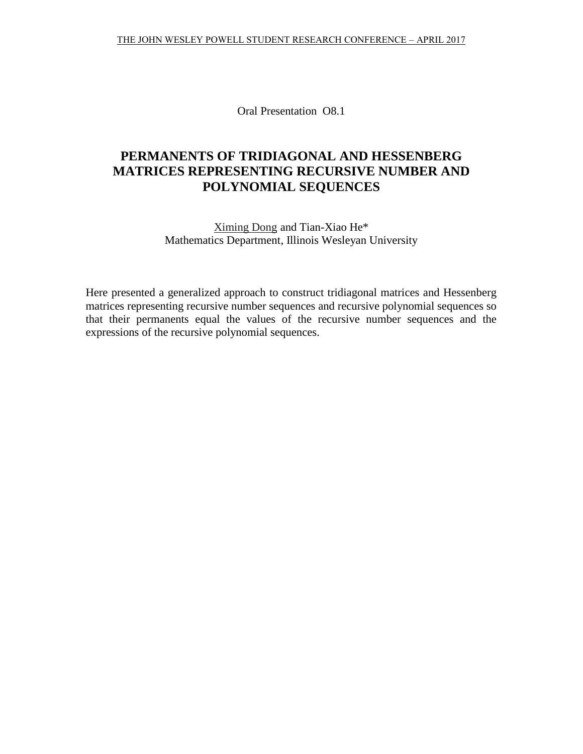Oral Presentation O8.1

# PERMANENTS OF TRIDIAGONAL AND HESSENBERG MATRICES REPRESENTING RECURSIVE NUMBER AND POLYNOMIAL SEQUENCES

Ximing Dong and Tian-Xiao He*
Mathematics Department, Illinois Wesleyan University

Here presented a generalized approach to construct tridiagonal matrices and Hessenberg matrices representing recursive number sequences and recursive polynomial sequences so that their permanents equal the values of the recursive number sequences and the expressions of the recursive polynomial sequences.